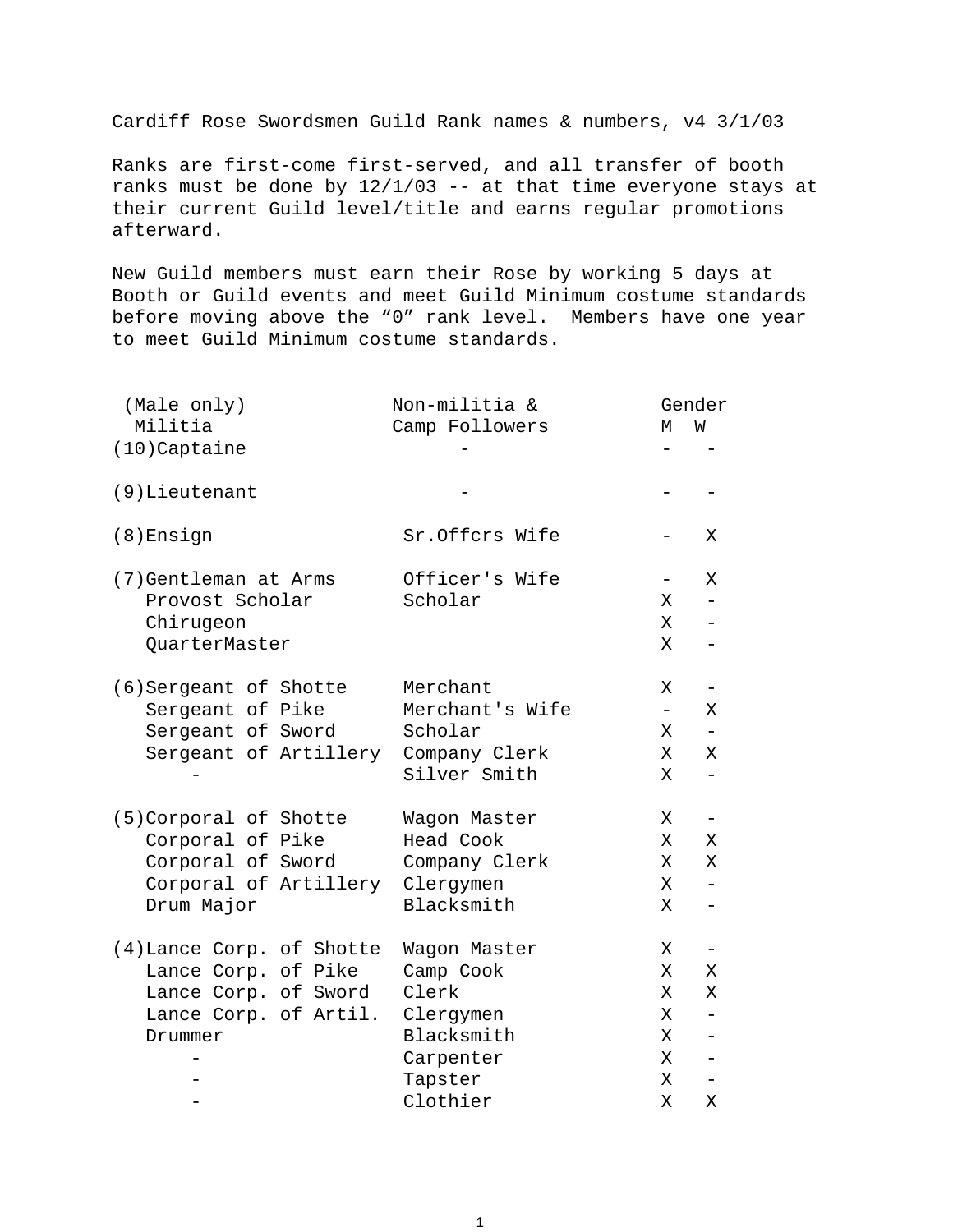Cardiff Rose Swordsmen Guild Rank names & numbers, v4 3/1/03

Ranks are first-come first-served, and all transfer of booth ranks must be done by 12/1/03 -- at that time everyone stays at their current Guild level/title and earns regular promotions afterward.

New Guild members must earn their Rose by working 5 days at Booth or Guild events and meet Guild Minimum costume standards before moving above the “0” rank level. Members have one year to meet Guild Minimum costume standards.

| (Male only) Militia | Non-militia & Camp Followers | Gender M | W |
|---|---|---|---|
| (10)Captaine | - | - | - |
| (9)Lieutenant | - | - | - |
| (8)Ensign | Sr.Offcrs Wife | - | X |
| (7)Gentleman at Arms | Officer's Wife | - | X |
| Provost Scholar | Scholar | X | - |
| Chirugeon | | X | - |
| QuarterMaster | | X | - |
| (6)Sergeant of Shotte | Merchant | X | - |
| Sergeant of Pike | Merchant's Wife | - | X |
| Sergeant of Sword | Scholar | X | - |
| Sergeant of Artillery | Company Clerk | X | X |
| - | Silver Smith | X | - |
| (5)Corporal of Shotte | Wagon Master | X | - |
| Corporal of Pike | Head Cook | X | X |
| Corporal of Sword | Company Clerk | X | X |
| Corporal of Artillery | Clergymen | X | - |
| Drum Major | Blacksmith | X | - |
| (4)Lance Corp. of Shotte | Wagon Master | X | - |
| Lance Corp. of Pike | Camp Cook | X | X |
| Lance Corp. of Sword | Clerk | X | X |
| Lance Corp. of Artil. | Clergymen | X | - |
| Drummer | Blacksmith | X | - |
| - | Carpenter | X | - |
| - | Tapster | X | - |
| - | Clothier | X | X |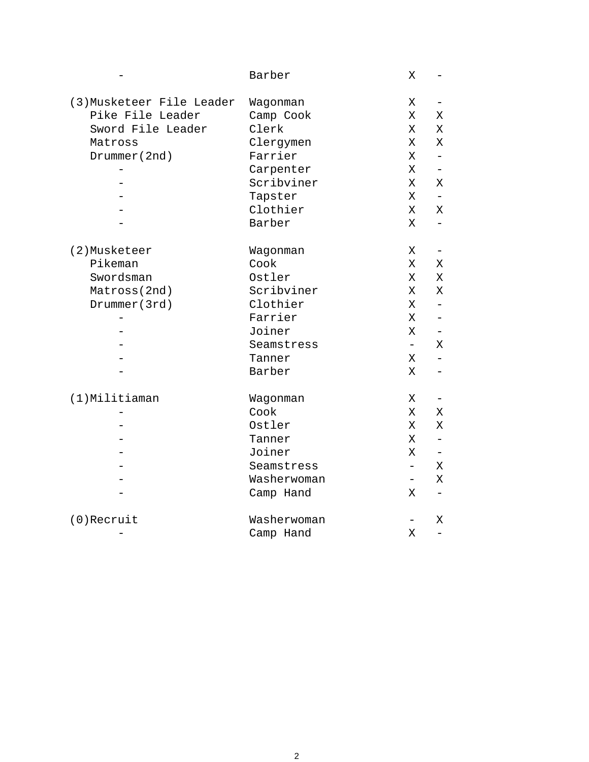| | | | |
|---|---|---|---|
| - | Barber | X | - |
| (3)Musketeer File Leader | Wagonman | X | - |
| Pike File Leader | Camp Cook | X | X |
| Sword File Leader | Clerk | X | X |
| Matross | Clergymen | X | X |
| Drummer(2nd) | Farrier | X | - |
| - | Carpenter | X | - |
| - | Scribviner | X | X |
| - | Tapster | X | - |
| - | Clothier | X | X |
| - | Barber | X | - |
| (2)Musketeer | Wagonman | X | - |
| Pikeman | Cook | X | X |
| Swordsman | Ostler | X | X |
| Matross(2nd) | Scribviner | X | X |
| Drummer(3rd) | Clothier | X | - |
| - | Farrier | X | - |
| - | Joiner | X | - |
| - | Seamstress | - | X |
| - | Tanner | X | - |
| - | Barber | X | - |
| (1)Militiaman | Wagonman | X | - |
| - | Cook | X | X |
| - | Ostler | X | X |
| - | Tanner | X | - |
| - | Joiner | X | - |
| - | Seamstress | - | X |
| - | Washerwoman | - | X |
| - | Camp Hand | X | - |
| (0)Recruit | Washerwoman | - | X |
| - | Camp Hand | X | - |